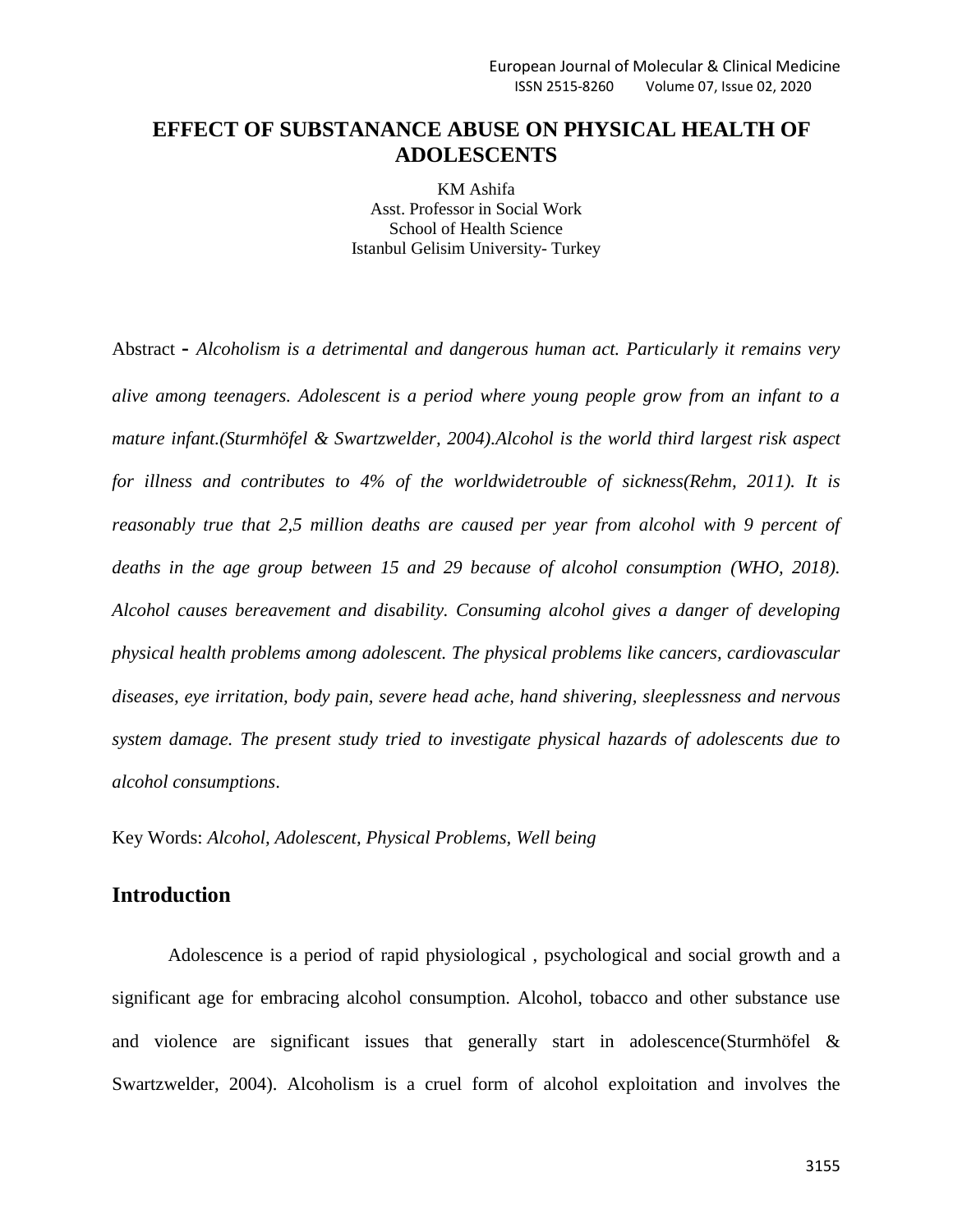# EFFECT OF SUBSTANANCE ABUSE ON PHYSICAL HEALTH OF ADOLESCENTS

KM Ashifa
Asst. Professor in Social Work
School of Health Science
Istanbul Gelisim University- Turkey

Abstract - *Alcoholism is a detrimental and dangerous human act. Particularly it remains very alive among teenagers. Adolescent is a period where young people grow from an infant to a mature infant.(Sturmhöfel & Swartzwelder, 2004).Alcohol is the world third largest risk aspect for illness and contributes to 4% of the worldwidetrouble of sickness(Rehm, 2011). It is reasonably true that 2,5 million deaths are caused per year from alcohol with 9 percent of deaths in the age group between 15 and 29 because of alcohol consumption (WHO, 2018). Alcohol causes bereavement and disability. Consuming alcohol gives a danger of developing physical health problems among adolescent. The physical problems like cancers, cardiovascular diseases, eye irritation, body pain, severe head ache, hand shivering, sleeplessness and nervous system damage. The present study tried to investigate physical hazards of adolescents due to alcohol consumptions*.

Key Words: *Alcohol, Adolescent, Physical Problems, Well being*

## Introduction

Adolescence is a period of rapid physiological , psychological and social growth and a significant age for embracing alcohol consumption. Alcohol, tobacco and other substance use and violence are significant issues that generally start in adolescence(Sturmhöfel & Swartzwelder, 2004). Alcoholism is a cruel form of alcohol exploitation and involves the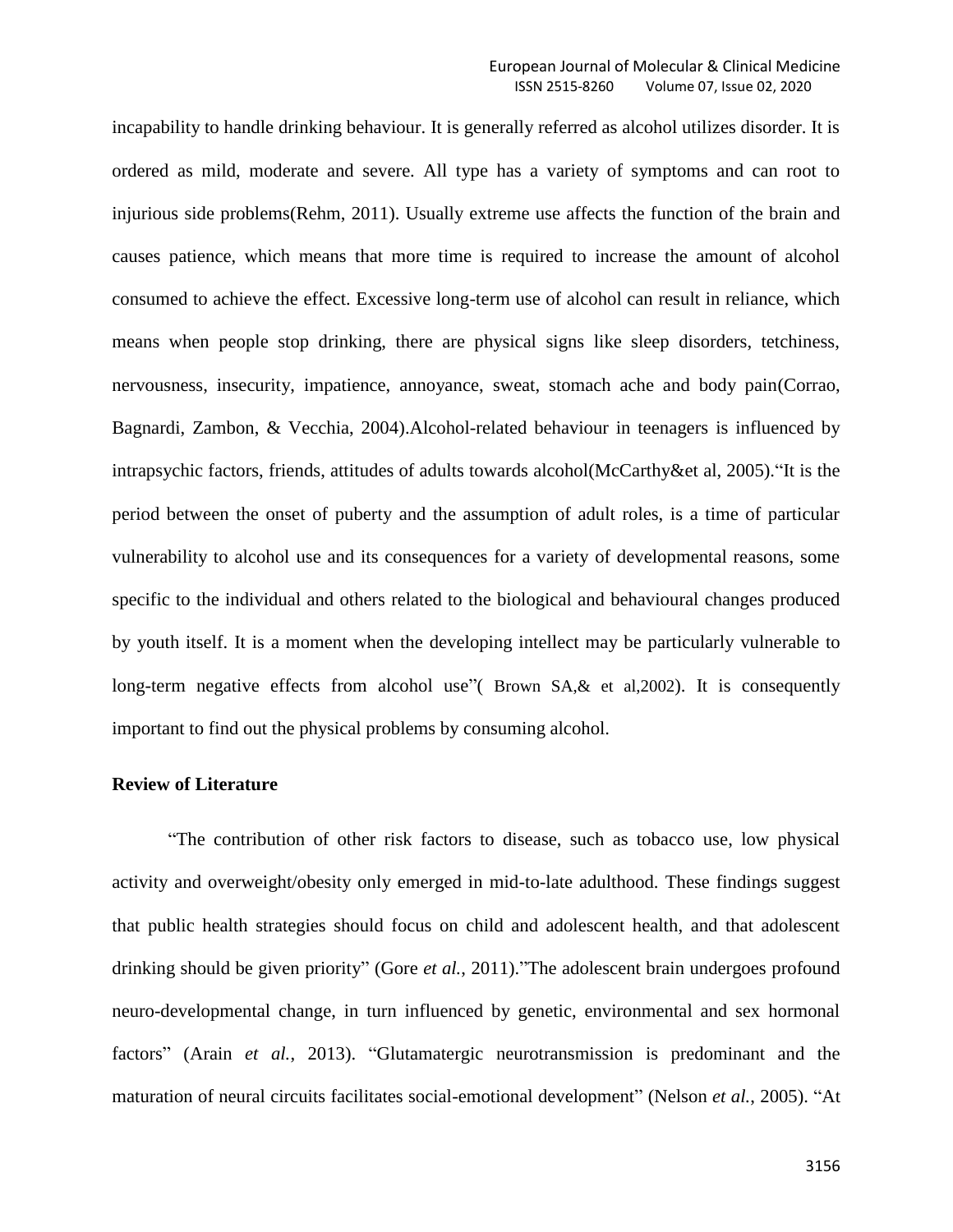incapability to handle drinking behaviour. It is generally referred as alcohol utilizes disorder. It is ordered as mild, moderate and severe. All type has a variety of symptoms and can root to injurious side problems(Rehm, 2011). Usually extreme use affects the function of the brain and causes patience, which means that more time is required to increase the amount of alcohol consumed to achieve the effect. Excessive long-term use of alcohol can result in reliance, which means when people stop drinking, there are physical signs like sleep disorders, tetchiness, nervousness, insecurity, impatience, annoyance, sweat, stomach ache and body pain(Corrao, Bagnardi, Zambon, & Vecchia, 2004).Alcohol-related behaviour in teenagers is influenced by intrapsychic factors, friends, attitudes of adults towards alcohol(McCarthy&et al, 2005).“It is the period between the onset of puberty and the assumption of adult roles, is a time of particular vulnerability to alcohol use and its consequences for a variety of developmental reasons, some specific to the individual and others related to the biological and behavioural changes produced by youth itself. It is a moment when the developing intellect may be particularly vulnerable to long-term negative effects from alcohol use”( Brown SA,& et al,2002). It is consequently important to find out the physical problems by consuming alcohol.

## Review of Literature

“The contribution of other risk factors to disease, such as tobacco use, low physical activity and overweight/obesity only emerged in mid-to-late adulthood. These findings suggest that public health strategies should focus on child and adolescent health, and that adolescent drinking should be given priority” (Gore *et al.*, 2011).”The adolescent brain undergoes profound neuro-developmental change, in turn influenced by genetic, environmental and sex hormonal factors” (Arain *et al.*, 2013). “Glutamatergic neurotransmission is predominant and the maturation of neural circuits facilitates social-emotional development” (Nelson *et al.*, 2005). “At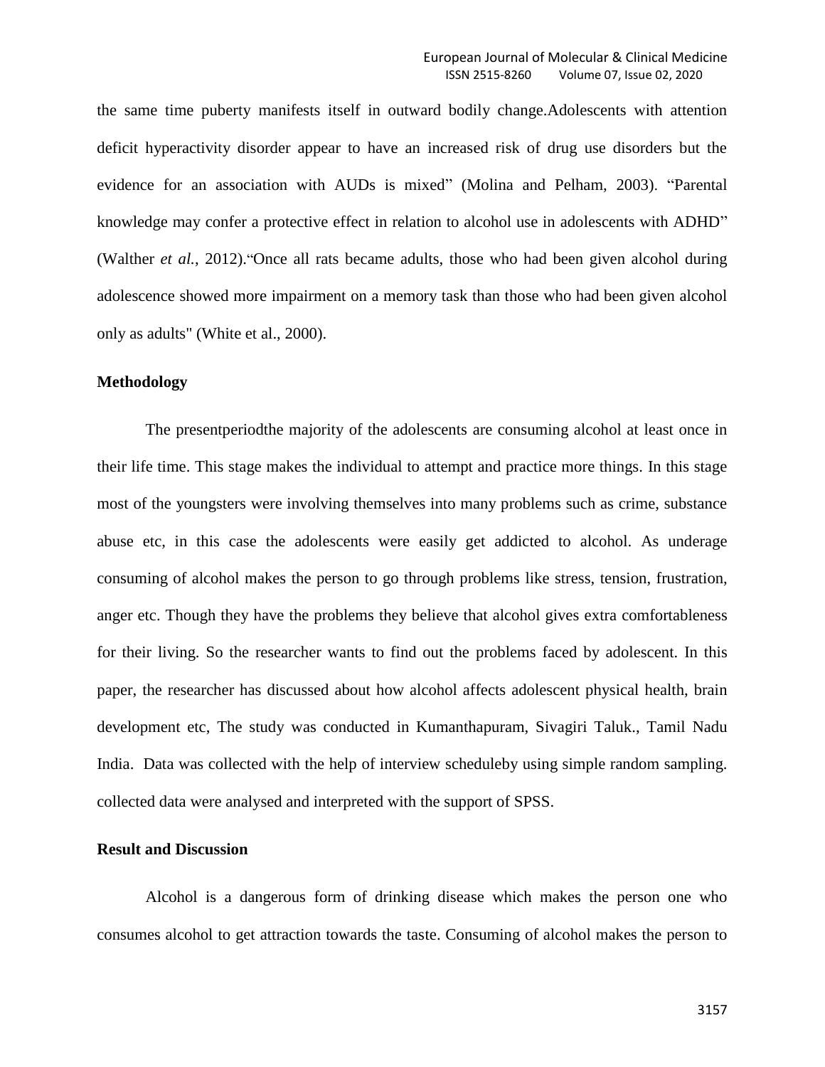the same time puberty manifests itself in outward bodily change.Adolescents with attention deficit hyperactivity disorder appear to have an increased risk of drug use disorders but the evidence for an association with AUDs is mixed" (Molina and Pelham, 2003). "Parental knowledge may confer a protective effect in relation to alcohol use in adolescents with ADHD" (Walther *et al.*, 2012)."Once all rats became adults, those who had been given alcohol during adolescence showed more impairment on a memory task than those who had been given alcohol only as adults" (White et al., 2000).

**Methodology**

The presentperiodthe majority of the adolescents are consuming alcohol at least once in their life time. This stage makes the individual to attempt and practice more things. In this stage most of the youngsters were involving themselves into many problems such as crime, substance abuse etc, in this case the adolescents were easily get addicted to alcohol. As underage consuming of alcohol makes the person to go through problems like stress, tension, frustration, anger etc. Though they have the problems they believe that alcohol gives extra comfortableness for their living. So the researcher wants to find out the problems faced by adolescent. In this paper, the researcher has discussed about how alcohol affects adolescent physical health, brain development etc, The study was conducted in Kumanthapuram, Sivagiri Taluk., Tamil Nadu India. Data was collected with the help of interview scheduleby using simple random sampling. collected data were analysed and interpreted with the support of SPSS.

**Result and Discussion**

Alcohol is a dangerous form of drinking disease which makes the person one who consumes alcohol to get attraction towards the taste. Consuming of alcohol makes the person to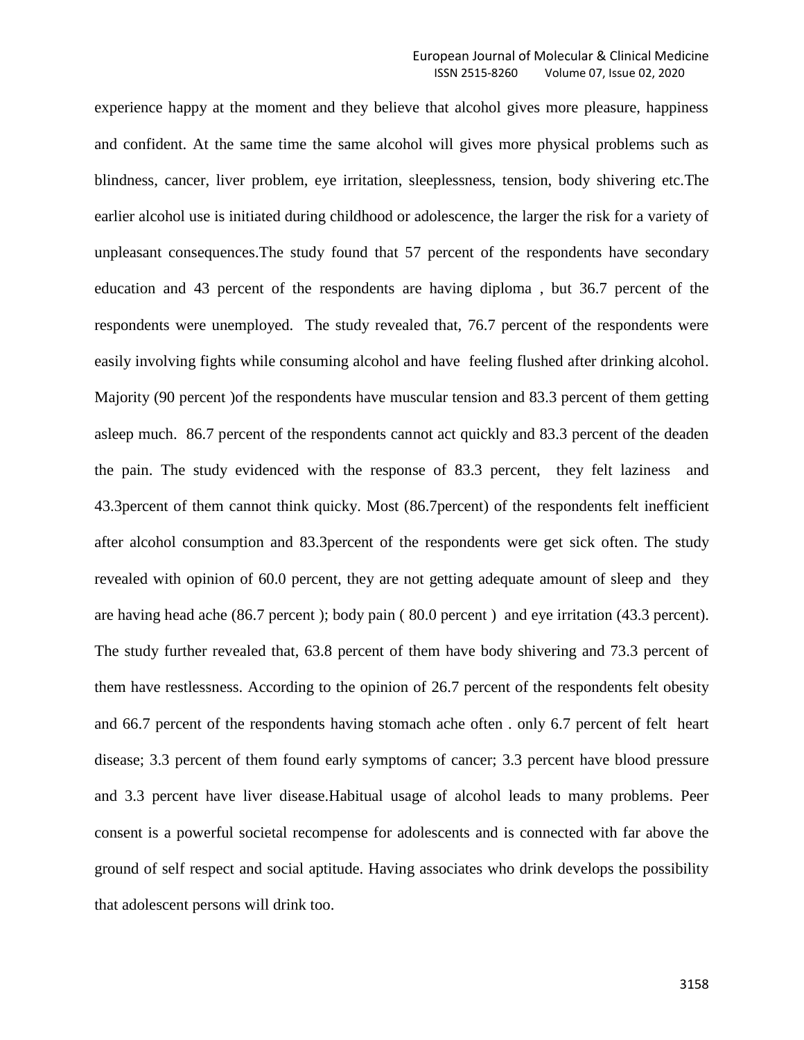experience happy at the moment and they believe that alcohol gives more pleasure, happiness and confident. At the same time the same alcohol will gives more physical problems such as blindness, cancer, liver problem, eye irritation, sleeplessness, tension, body shivering etc.The earlier alcohol use is initiated during childhood or adolescence, the larger the risk for a variety of unpleasant consequences.The study found that 57 percent of the respondents have secondary education and 43 percent of the respondents are having diploma , but 36.7 percent of the respondents were unemployed. The study revealed that, 76.7 percent of the respondents were easily involving fights while consuming alcohol and have feeling flushed after drinking alcohol. Majority (90 percent )of the respondents have muscular tension and 83.3 percent of them getting asleep much. 86.7 percent of the respondents cannot act quickly and 83.3 percent of the deaden the pain. The study evidenced with the response of 83.3 percent, they felt laziness and 43.3percent of them cannot think quicky. Most (86.7percent) of the respondents felt inefficient after alcohol consumption and 83.3percent of the respondents were get sick often. The study revealed with opinion of 60.0 percent, they are not getting adequate amount of sleep and they are having head ache (86.7 percent ); body pain ( 80.0 percent ) and eye irritation (43.3 percent). The study further revealed that, 63.8 percent of them have body shivering and 73.3 percent of them have restlessness. According to the opinion of 26.7 percent of the respondents felt obesity and 66.7 percent of the respondents having stomach ache often . only 6.7 percent of felt heart disease; 3.3 percent of them found early symptoms of cancer; 3.3 percent have blood pressure and 3.3 percent have liver disease.Habitual usage of alcohol leads to many problems. Peer consent is a powerful societal recompense for adolescents and is connected with far above the ground of self respect and social aptitude. Having associates who drink develops the possibility that adolescent persons will drink too.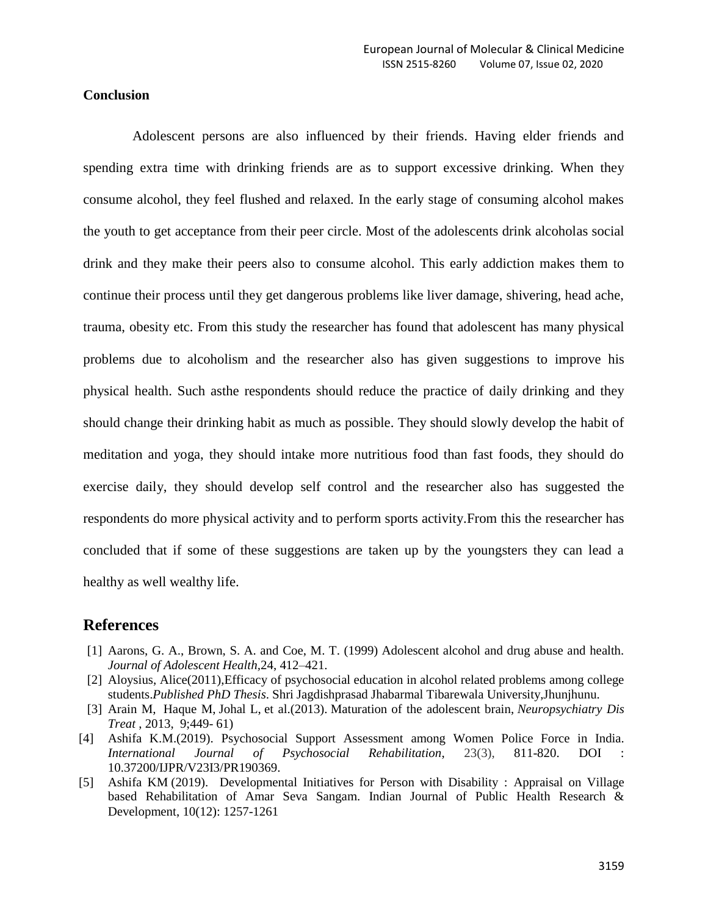**Conclusion**

Adolescent persons are also influenced by their friends. Having elder friends and spending extra time with drinking friends are as to support excessive drinking. When they consume alcohol, they feel flushed and relaxed. In the early stage of consuming alcohol makes the youth to get acceptance from their peer circle. Most of the adolescents drink alcoholas social drink and they make their peers also to consume alcohol. This early addiction makes them to continue their process until they get dangerous problems like liver damage, shivering, head ache, trauma, obesity etc. From this study the researcher has found that adolescent has many physical problems due to alcoholism and the researcher also has given suggestions to improve his physical health. Such asthe respondents should reduce the practice of daily drinking and they should change their drinking habit as much as possible. They should slowly develop the habit of meditation and yoga, they should intake more nutritious food than fast foods, they should do exercise daily, they should develop self control and the researcher also has suggested the respondents do more physical activity and to perform sports activity.From this the researcher has concluded that if some of these suggestions are taken up by the youngsters they can lead a healthy as well wealthy life.

## References

[1] Aarons, G. A., Brown, S. A. and Coe, M. T. (1999) Adolescent alcohol and drug abuse and health. *Journal of Adolescent Health*,24, 412–421.

[2] Aloysius, Alice(2011),Efficacy of psychosocial education in alcohol related problems among college students.*Published PhD Thesis*. Shri Jagdishprasad Jhabarmal Tibarewala University,Jhunjhunu.

[3] Arain M, Haque M, Johal L, et al.(2013). Maturation of the adolescent brain, *Neuropsychiatry Dis Treat* , 2013, 9;449- 61)

[4] Ashifa K.M.(2019). Psychosocial Support Assessment among Women Police Force in India. *International Journal of Psychosocial Rehabilitation*, 23(3), 811-820. DOI : 10.37200/IJPR/V23I3/PR190369.

[5] Ashifa KM (2019). Developmental Initiatives for Person with Disability : Appraisal on Village based Rehabilitation of Amar Seva Sangam. Indian Journal of Public Health Research & Development, 10(12): 1257-1261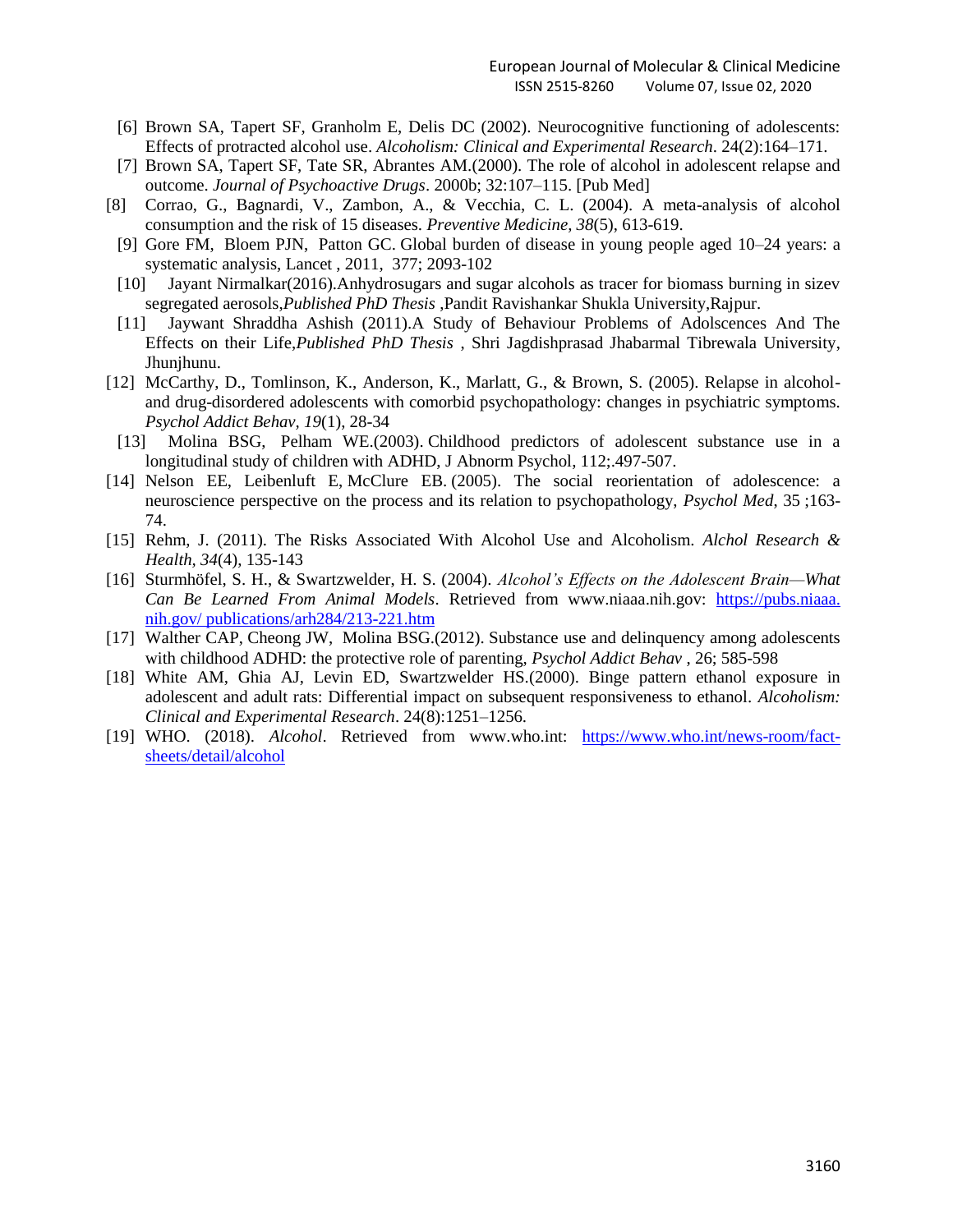[6] Brown SA, Tapert SF, Granholm E, Delis DC (2002). Neurocognitive functioning of adolescents: Effects of protracted alcohol use. *Alcoholism: Clinical and Experimental Research*. 24(2):164–171.

[7] Brown SA, Tapert SF, Tate SR, Abrantes AM.(2000). The role of alcohol in adolescent relapse and outcome. *Journal of Psychoactive Drugs*. 2000b; 32:107–115. [Pub Med]

[8] Corrao, G., Bagnardi, V., Zambon, A., & Vecchia, C. L. (2004). A meta-analysis of alcohol consumption and the risk of 15 diseases. *Preventive Medicine, 38*(5), 613-619.

[9] Gore FM, Bloem PJN, Patton GC. Global burden of disease in young people aged 10–24 years: a systematic analysis, Lancet , 2011, 377; 2093-102

[10] Jayant Nirmalkar(2016).Anhydrosugars and sugar alcohols as tracer for biomass burning in sizev segregated aerosols,*Published PhD Thesis* ,Pandit Ravishankar Shukla University,Rajpur.

[11] Jaywant Shraddha Ashish (2011).A Study of Behaviour Problems of Adolscences And The Effects on their Life,*Published PhD Thesis* , Shri Jagdishprasad Jhabarmal Tibrewala University, Jhunjhunu.

[12] McCarthy, D., Tomlinson, K., Anderson, K., Marlatt, G., & Brown, S. (2005). Relapse in alcohol- and drug-disordered adolescents with comorbid psychopathology: changes in psychiatric symptoms. *Psychol Addict Behav, 19*(1), 28-34

[13] Molina BSG, Pelham WE.(2003). Childhood predictors of adolescent substance use in a longitudinal study of children with ADHD, J Abnorm Psychol, 112;.497-507.

[14] Nelson EE, Leibenluft E, McClure EB. (2005). The social reorientation of adolescence: a neuroscience perspective on the process and its relation to psychopathology, *Psychol Med*, 35 ;163-74.

[15] Rehm, J. (2011). The Risks Associated With Alcohol Use and Alcoholism. *Alchol Research & Health, 34*(4), 135-143

[16] Sturmhöfel, S. H., & Swartzwelder, H. S. (2004). *Alcohol's Effects on the Adolescent Brain—What Can Be Learned From Animal Models*. Retrieved from www.niaaa.nih.gov: https://pubs.niaaa.nih.gov/ publications/arh284/213-221.htm

[17] Walther CAP, Cheong JW, Molina BSG.(2012). Substance use and delinquency among adolescents with childhood ADHD: the protective role of parenting, *Psychol Addict Behav* , 26; 585-598

[18] White AM, Ghia AJ, Levin ED, Swartzwelder HS.(2000). Binge pattern ethanol exposure in adolescent and adult rats: Differential impact on subsequent responsiveness to ethanol. *Alcoholism: Clinical and Experimental Research*. 24(8):1251–1256.

[19] WHO. (2018). *Alcohol*. Retrieved from www.who.int: https://www.who.int/news-room/fact-sheets/detail/alcohol